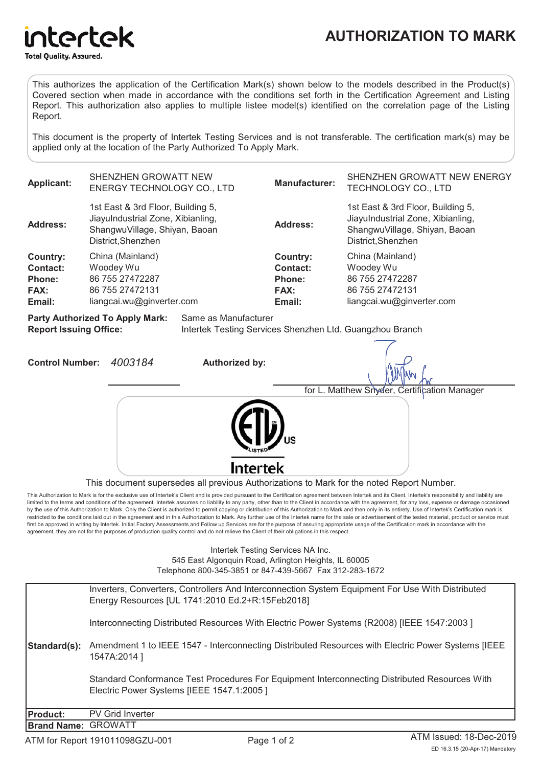intertek
Total Quality. Assured.

# AUTHORIZATION TO MARK

This authorizes the application of the Certification Mark(s) shown below to the models described in the Product(s) Covered section when made in accordance with the conditions set forth in the Certification Agreement and Listing Report. This authorization also applies to multiple listee model(s) identified on the correlation page of the Listing Report.

This document is the property of Intertek Testing Services and is not transferable. The certification mark(s) may be applied only at the location of the Party Authorized To Apply Mark.

| | | | |
|---|---|---|---|
| **Applicant:** | SHENZHEN GROWATT NEW ENERGY TECHNOLOGY CO., LTD | **Manufacturer:** | SHENZHEN GROWATT NEW ENERGY TECHNOLOGY CO., LTD |
| **Address:** | 1st East & 3rd Floor, Building 5, JiayuIndustrial Zone, Xibianling, ShangwuVillage, Shiyan, Baoan District,Shenzhen | **Address:** | 1st East & 3rd Floor, Building 5, JiayuIndustrial Zone, Xibianling, ShangwuVillage, Shiyan, Baoan District,Shenzhen |
| **Country:** | China (Mainland) | **Country:** | China (Mainland) |
| **Contact:** | Woodey Wu | **Contact:** | Woodey Wu |
| **Phone:** | 86 755 27472287 | **Phone:** | 86 755 27472287 |
| **FAX:** | 86 755 27472131 | **FAX:** | 86 755 27472131 |
| **Email:** | liangcai.wu@ginverter.com | **Email:** | liangcai.wu@ginverter.com |

**Party Authorized To Apply Mark:** Same as Manufacturer
**Report Issuing Office:** Intertek Testing Services Shenzhen Ltd. Guangzhou Branch

**Control Number:** *4003184* **Authorized by:**

for L. Matthew Snyder, Certification Manager

ETL LISTED US
Intertek

This document supersedes all previous Authorizations to Mark for the noted Report Number.

This Authorization to Mark is for the exclusive use of Intertek's Client and is provided pursuant to the Certification agreement between Intertek and its Client. Intertek's responsibility and liability are limited to the terms and conditions of the agreement. Intertek assumes no liability to any party, other than to the Client in accordance with the agreement, for any loss, expense or damage occasioned by the use of this Authorization to Mark. Only the Client is authorized to permit copying or distribution of this Authorization to Mark and then only in its entirety. Use of Intertek's Certification mark is restricted to the conditions laid out in the agreement and in this Authorization to Mark. Any further use of the Intertek name for the sale or advertisement of the tested material, product or service must first be approved in writing by Intertek. Initial Factory Assessments and Follow up Services are for the purpose of assuring appropriate usage of the Certification mark in accordance with the agreement, they are not for the purposes of production quality control and do not relieve the Client of their obligations in this respect.

Intertek Testing Services NA Inc.
545 East Algonquin Road, Arlington Heights, IL 60005
Telephone 800-345-3851 or 847-439-5667 Fax 312-283-1672

| | |
|---|---|
| **Standard(s):** | Inverters, Converters, Controllers And Interconnection System Equipment For Use With Distributed Energy Resources [UL 1741:2010 Ed.2+R:15Feb2018]<br><br>Interconnecting Distributed Resources With Electric Power Systems (R2008) [IEEE 1547:2003 ]<br><br>Amendment 1 to IEEE 1547 - Interconnecting Distributed Resources with Electric Power Systems [IEEE 1547A:2014 ]<br><br>Standard Conformance Test Procedures For Equipment Interconnecting Distributed Resources With Electric Power Systems [IEEE 1547.1:2005 ] |
| **Product:** | PV Grid Inverter |
| **Brand Name:** | GROWATT |

ATM for Report 191011098GZU-001 ATM Issued: 18-Dec-2019

ED 16.3.15 (20-Apr-17) Mandatory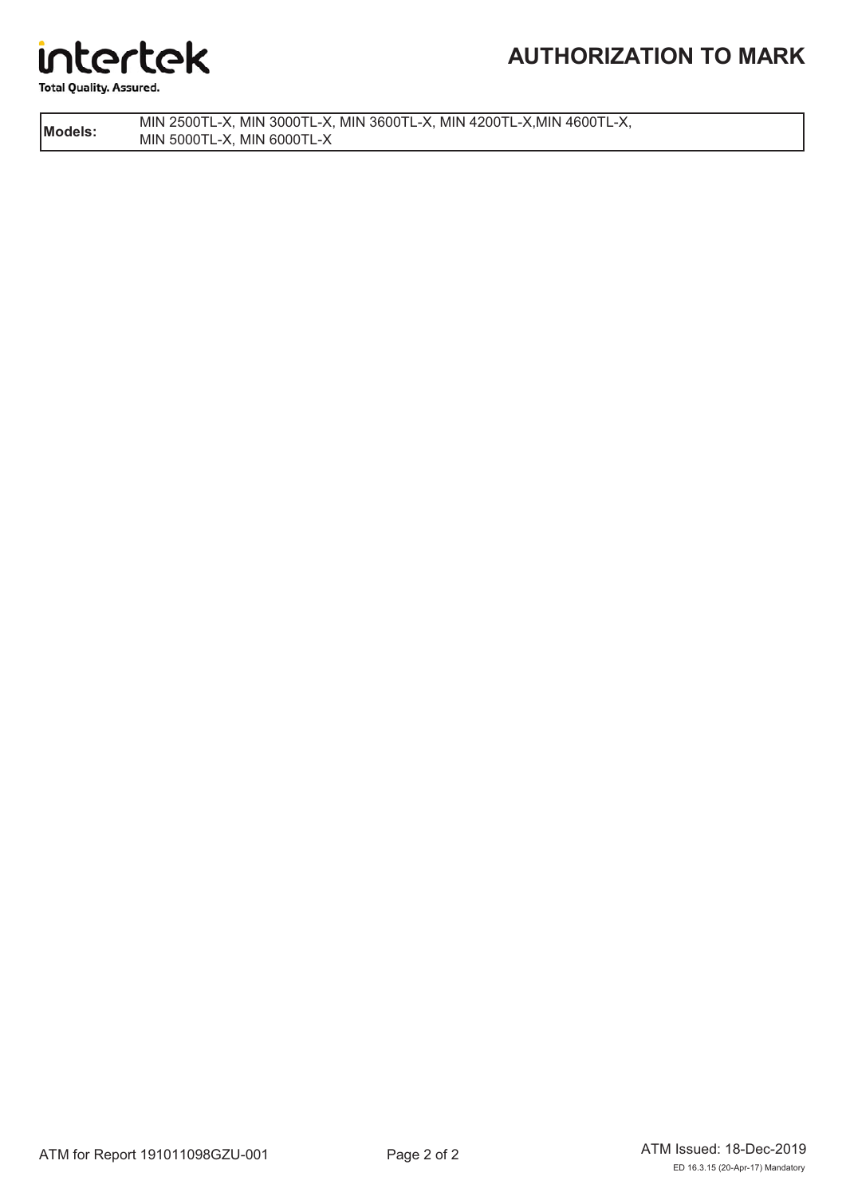# AUTHORIZATION TO MARK

| | |
|---|---|
| **Models:** | MIN 2500TL-X, MIN 3000TL-X, MIN 3600TL-X, MIN 4200TL-X,MIN 4600TL-X, MIN 5000TL-X, MIN 6000TL-X |